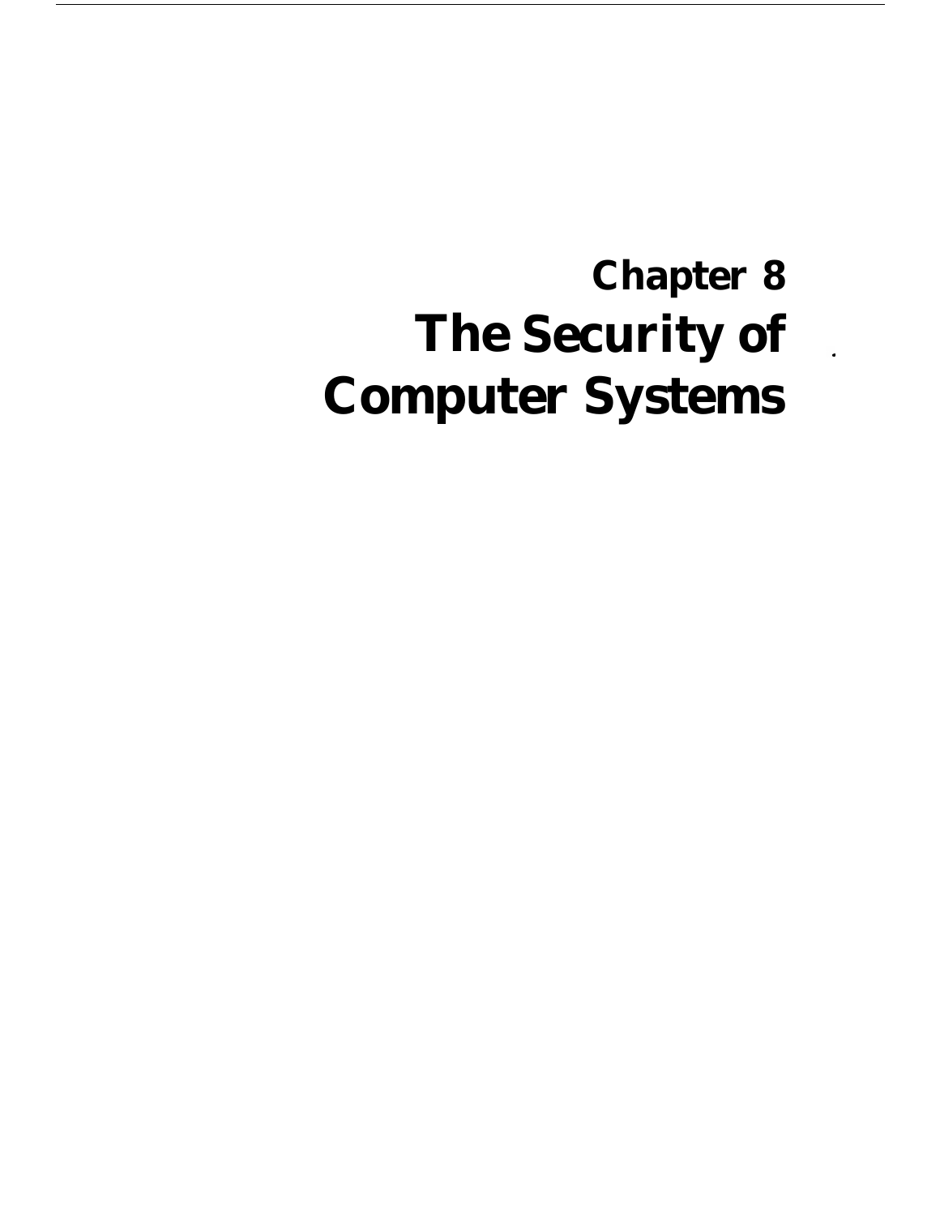# Chapter 8
# The Security of Computer Systems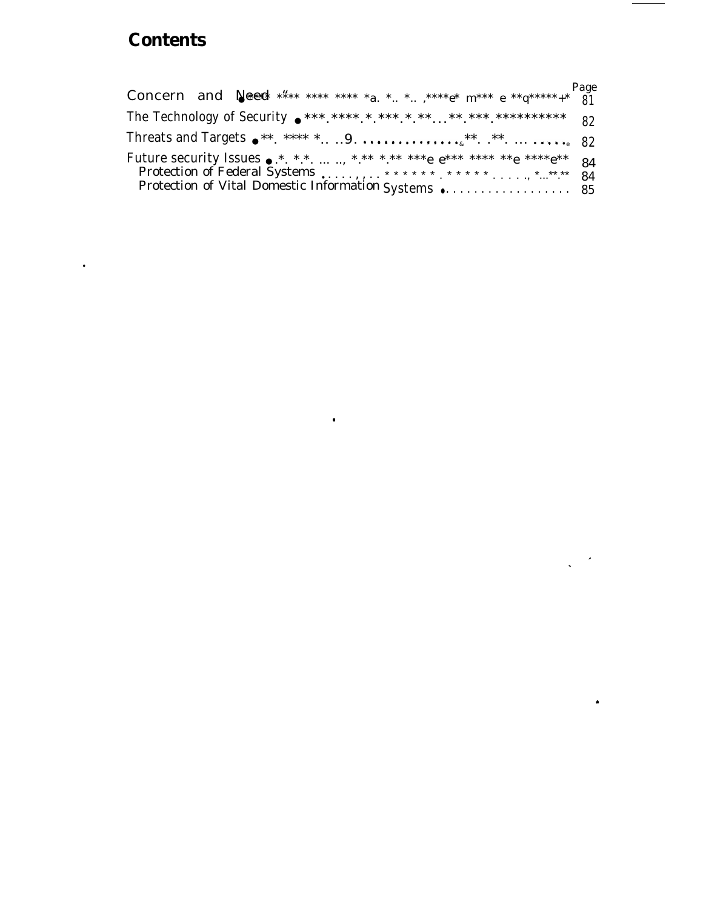## Contents

| | Page |
|---|---|
| Concern and Need | 81 |
| The Technology of Security | 82 |
| Threats and Targets | 82 |
| Future security Issues | 84 |
| Protection of Federal Systems | 84 |
| Protection of Vital Domestic Information Systems | 85 |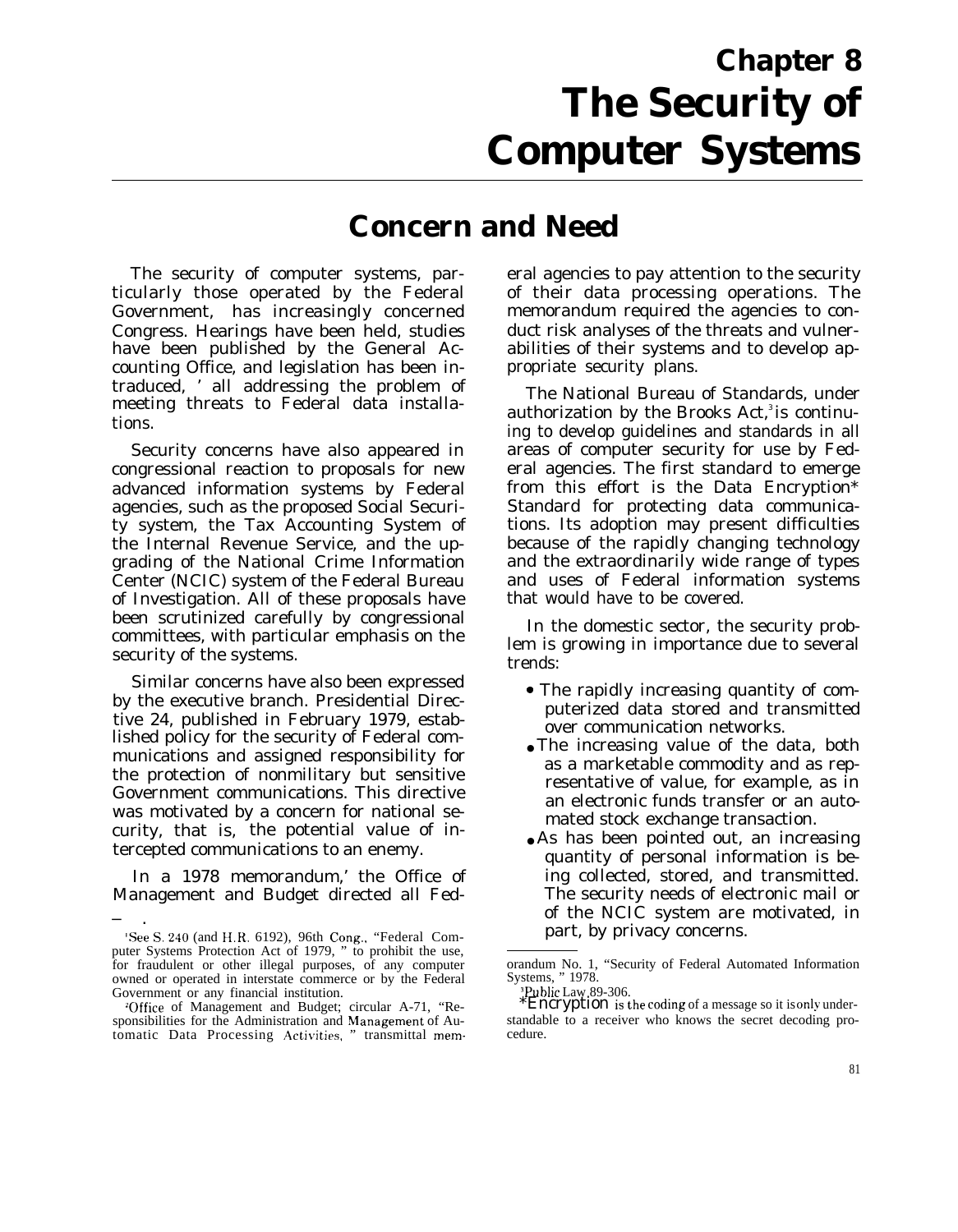# Chapter 8
# The Security of Computer Systems

## Concern and Need

The security of computer systems, particularly those operated by the Federal Government, has increasingly concerned Congress. Hearings have been held, studies have been published by the General Accounting Office, and legislation has been introduced,[1] all addressing the problem of meeting threats to Federal data installations.

Security concerns have also appeared in congressional reaction to proposals for new advanced information systems by Federal agencies, such as the proposed Social Security system, the Tax Accounting System of the Internal Revenue Service, and the upgrading of the National Crime Information Center (NCIC) system of the Federal Bureau of Investigation. All of these proposals have been scrutinized carefully by congressional committees, with particular emphasis on the security of the systems.

Similar concerns have also been expressed by the executive branch. Presidential Directive 24, published in February 1979, established policy for the security of Federal communications and assigned responsibility for the protection of nonmilitary but sensitive Government communications. This directive was motivated by a concern for national security, that is, the potential value of intercepted communications to an enemy.

In a 1978 memorandum,[2] the Office of Management and Budget directed all Federal agencies to pay attention to the security of their data processing operations. The memorandum required the agencies to conduct risk analyses of the threats and vulnerabilities of their systems and to develop appropriate security plans.

The National Bureau of Standards, under authorization by the Brooks Act,[3] is continuing to develop guidelines and standards in all areas of computer security for use by Federal agencies. The first standard to emerge from this effort is the Data Encryption* Standard for protecting data communications. Its adoption may present difficulties because of the rapidly changing technology and the extraordinarily wide range of types and uses of Federal information systems that would have to be covered.

In the domestic sector, the security problem is growing in importance due to several trends:

- The rapidly increasing quantity of computerized data stored and transmitted over communication networks.
- The increasing value of the data, both as a marketable commodity and as representative of value, for example, as in an electronic funds transfer or an automated stock exchange transaction.
- As has been pointed out, an increasing quantity of personal information is being collected, stored, and transmitted. The security needs of electronic mail or of the NCIC system are motivated, in part, by privacy concerns.

---

[1] See S. 240 (and H.R. 6192), 96th Cong., "Federal Computer Systems Protection Act of 1979," to prohibit the use, for fraudulent or other illegal purposes, of any computer owned or operated in interstate commerce or by the Federal Government or any financial institution.

[2] Office of Management and Budget; circular A-71, "Responsibilities for the Administration and Management of Automatic Data Processing Activities," transmittal memorandum No. 1, "Security of Federal Automated Information Systems," 1978.

[3] Public Law 89-306.

*Encryption is the coding of a message so it is only understandable to a receiver who knows the secret decoding procedure.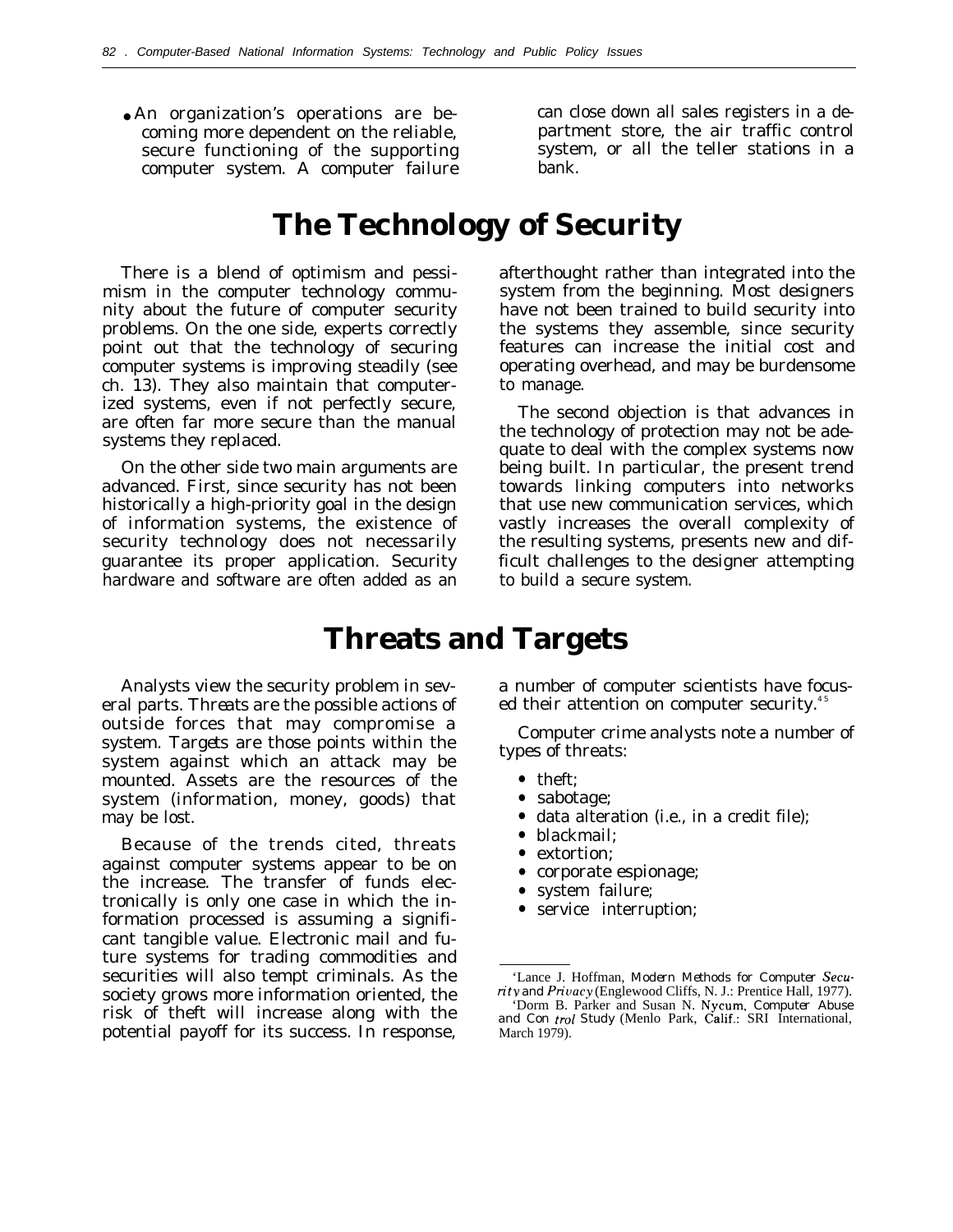- An organization's operations are becoming more dependent on the reliable, secure functioning of the supporting computer system. A computer failure can close down all sales registers in a department store, the air traffic control system, or all the teller stations in a bank.

## The Technology of Security

There is a blend of optimism and pessimism in the computer technology community about the future of computer security problems. On the one side, experts correctly point out that the technology of securing computer systems is improving steadily (see ch. 13). They also maintain that computerized systems, even if not perfectly secure, are often far more secure than the manual systems they replaced.

On the other side two main arguments are advanced. First, since security has not been historically a high-priority goal in the design of information systems, the existence of security technology does not necessarily guarantee its proper application. Security hardware and software are often added as an afterthought rather than integrated into the system from the beginning. Most designers have not been trained to build security into the systems they assemble, since security features can increase the initial cost and operating overhead, and may be burdensome to manage.

The second objection is that advances in the technology of protection may not be adequate to deal with the complex systems now being built. In particular, the present trend towards linking computers into networks that use new communication services, which vastly increases the overall complexity of the resulting systems, presents new and difficult challenges to the designer attempting to build a secure system.

## Threats and Targets

Analysts view the security problem in several parts. Threats are the possible actions of outside forces that may compromise a system. Targets are those points within the system against which an attack may be mounted. Assets are the resources of the system (information, money, goods) that may be lost.

Because of the trends cited, threats against computer systems appear to be on the increase. The transfer of funds electronically is only one case in which the information processed is assuming a significant tangible value. Electronic mail and future systems for trading commodities and securities will also tempt criminals. As the society grows more information oriented, the risk of theft will increase along with the potential payoff for its success. In response, a number of computer scientists have focused their attention on computer security.[4,5]

Computer crime analysts note a number of types of threats:

- theft;
- sabotage;
- data alteration (i.e., in a credit file);
- blackmail;
- extortion;
- corporate espionage;
- system failure;
- service interruption;

[4]Lance J. Hoffman, *Modern Methods for Computer Security and Privacy* (Englewood Cliffs, N. J.: Prentice Hall, 1977).

[5]Dorm B. Parker and Susan N. Nycum, *Computer Abuse and Control Study* (Menlo Park, Calif.: SRI International, March 1979).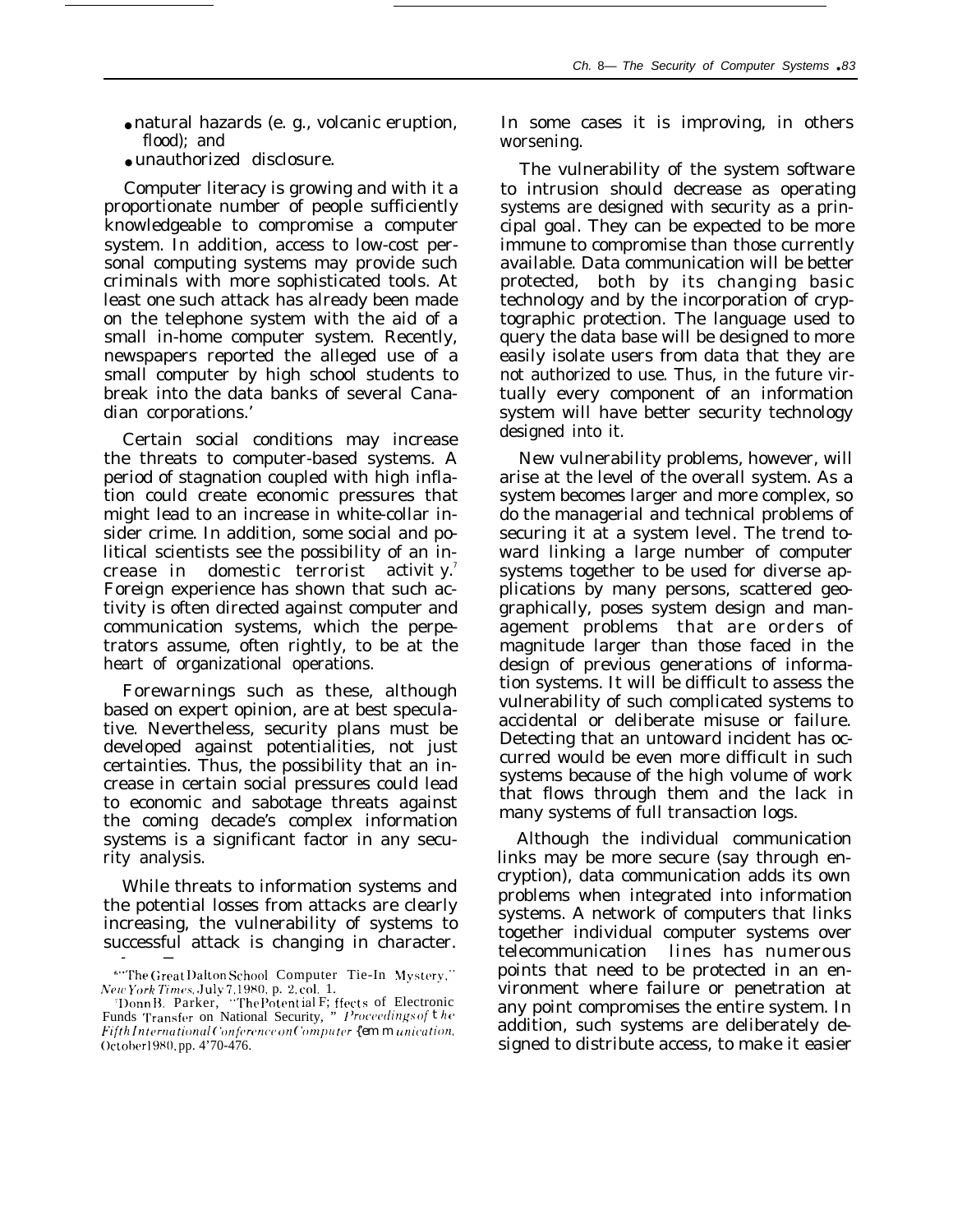- natural hazards (e. g., volcanic eruption, flood); and
- unauthorized disclosure.

Computer literacy is growing and with it a proportionate number of people sufficiently knowledgeable to compromise a computer system. In addition, access to low-cost personal computing systems may provide such criminals with more sophisticated tools. At least one such attack has already been made on the telephone system with the aid of a small in-home computer system. Recently, newspapers reported the alleged use of a small computer by high school students to break into the data banks of several Canadian corporations.[6]

Certain social conditions may increase the threats to computer-based systems. A period of stagnation coupled with high inflation could create economic pressures that might lead to an increase in white-collar insider crime. In addition, some social and political scientists see the possibility of an increase in domestic terrorist activity.[7] Foreign experience has shown that such activity is often directed against computer and communication systems, which the perpetrators assume, often rightly, to be at the heart of organizational operations.

Forewarnings such as these, although based on expert opinion, are at best speculative. Nevertheless, security plans must be developed against potentialities, not just certainties. Thus, the possibility that an increase in certain social pressures could lead to economic and sabotage threats against the coming decade's complex information systems is a significant factor in any security analysis.

While threats to information systems and the potential losses from attacks are clearly increasing, the vulnerability of systems to successful attack is changing in character. In some cases it is improving, in others worsening.

The vulnerability of the system software to intrusion should decrease as operating systems are designed with security as a principal goal. They can be expected to be more immune to compromise than those currently available. Data communication will be better protected, both by its changing basic technology and by the incorporation of cryptographic protection. The language used to query the data base will be designed to more easily isolate users from data that they are not authorized to use. Thus, in the future virtually every component of an information system will have better security technology designed into it.

New vulnerability problems, however, will arise at the level of the overall system. As a system becomes larger and more complex, so do the managerial and technical problems of securing it at a system level. The trend toward linking a large number of computer systems together to be used for diverse applications by many persons, scattered geographically, poses system design and management problems that are orders of magnitude larger than those faced in the design of previous generations of information systems. It will be difficult to assess the vulnerability of such complicated systems to accidental or deliberate misuse or failure. Detecting that an untoward incident has occurred would be even more difficult in such systems because of the high volume of work that flows through them and the lack in many systems of full transaction logs.

Although the individual communication links may be more secure (say through encryption), data communication adds its own problems when integrated into information systems. A network of computers that links together individual computer systems over telecommunication lines has numerous points that need to be protected in an environment where failure or penetration at any point compromises the entire system. In addition, such systems are deliberately designed to distribute access, to make it easier

---

[6] "The Great Dalton School Computer Tie-In Mystery," *New York Times*, July 7, 1980, p. 2, col. 1.

[7] Donn B. Parker, "The Potential Effects of Electronic Funds Transfer on National Security," *Proceedings of the Fifth International Conference on Computer Communication*, October 1980, pp. 470-476.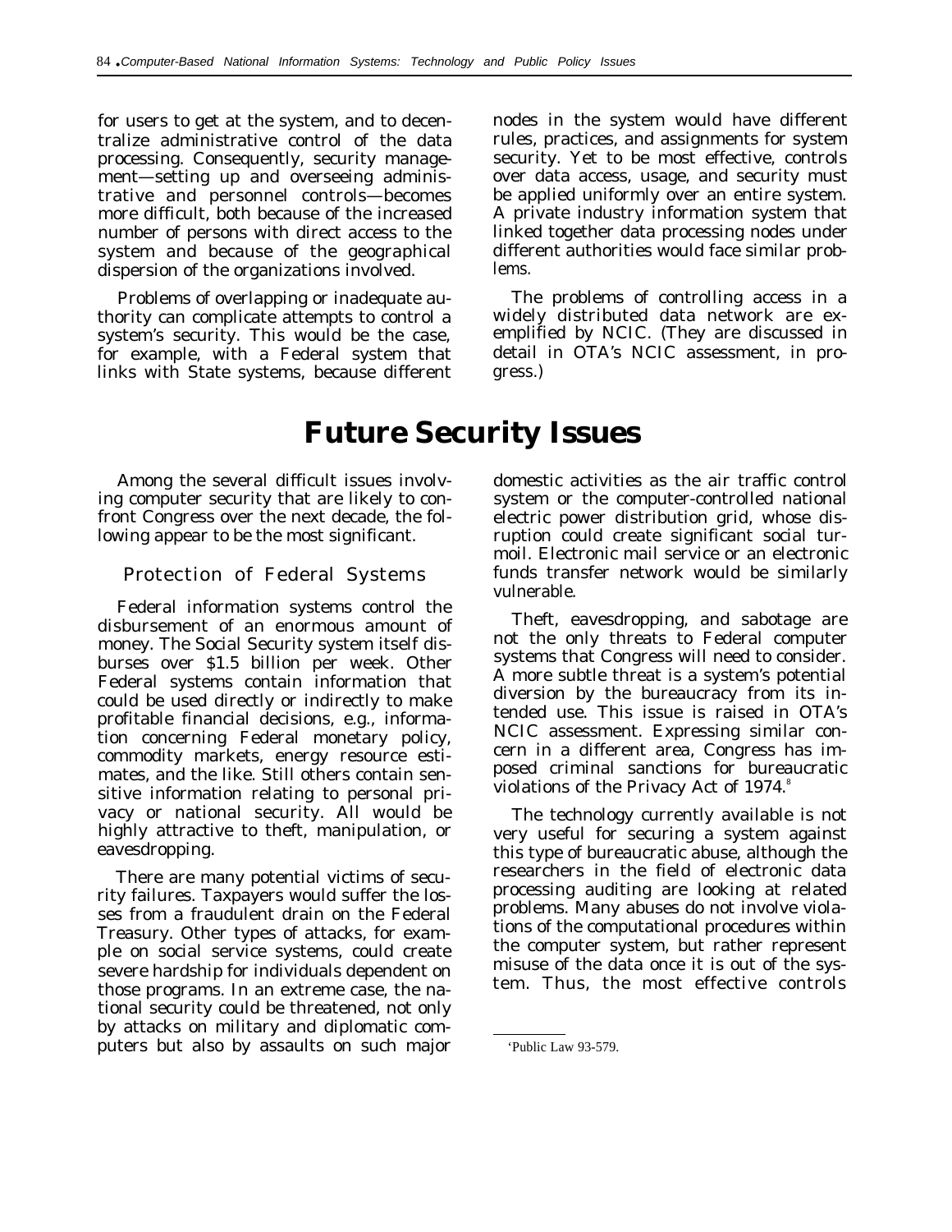for users to get at the system, and to decentralize administrative control of the data processing. Consequently, security management—setting up and overseeing administrative and personnel controls—becomes more difficult, both because of the increased number of persons with direct access to the system and because of the geographical dispersion of the organizations involved.

Problems of overlapping or inadequate authority can complicate attempts to control a system's security. This would be the case, for example, with a Federal system that links with State systems, because different nodes in the system would have different rules, practices, and assignments for system security. Yet to be most effective, controls over data access, usage, and security must be applied uniformly over an entire system. A private industry information system that linked together data processing nodes under different authorities would face similar problems.

The problems of controlling access in a widely distributed data network are exemplified by NCIC. (They are discussed in detail in OTA's NCIC assessment, in progress.)

# Future Security Issues

Among the several difficult issues involving computer security that are likely to confront Congress over the next decade, the following appear to be the most significant.

## Protection of Federal Systems

Federal information systems control the disbursement of an enormous amount of money. The Social Security system itself disburses over $1.5 billion per week. Other Federal systems contain information that could be used directly or indirectly to make profitable financial decisions, e.g., information concerning Federal monetary policy, commodity markets, energy resource estimates, and the like. Still others contain sensitive information relating to personal privacy or national security. All would be highly attractive to theft, manipulation, or eavesdropping.

There are many potential victims of security failures. Taxpayers would suffer the losses from a fraudulent drain on the Federal Treasury. Other types of attacks, for example on social service systems, could create severe hardship for individuals dependent on those programs. In an extreme case, the national security could be threatened, not only by attacks on military and diplomatic computers but also by assaults on such major domestic activities as the air traffic control system or the computer-controlled national electric power distribution grid, whose disruption could create significant social turmoil. Electronic mail service or an electronic funds transfer network would be similarly vulnerable.

Theft, eavesdropping, and sabotage are not the only threats to Federal computer systems that Congress will need to consider. A more subtle threat is a system's potential diversion by the bureaucracy from its intended use. This issue is raised in OTA's NCIC assessment. Expressing similar concern in a different area, Congress has imposed criminal sanctions for bureaucratic violations of the Privacy Act of 1974.[8]

The technology currently available is not very useful for securing a system against this type of bureaucratic abuse, although the researchers in the field of electronic data processing auditing are looking at related problems. Many abuses do not involve violations of the computational procedures within the computer system, but rather represent misuse of the data once it is out of the system. Thus, the most effective controls

[8] Public Law 93-579.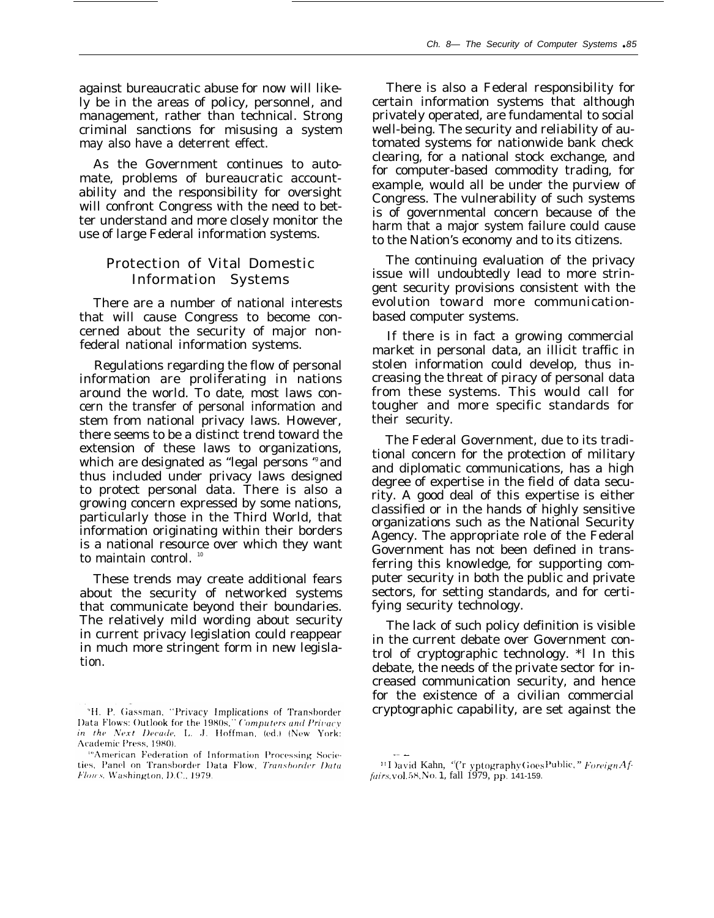against bureaucratic abuse for now will likely be in the areas of policy, personnel, and management, rather than technical. Strong criminal sanctions for misusing a system may also have a deterrent effect.

As the Government continues to automate, problems of bureaucratic accountability and the responsibility for oversight will confront Congress with the need to better understand and more closely monitor the use of large Federal information systems.

## Protection of Vital Domestic Information Systems

There are a number of national interests that will cause Congress to become concerned about the security of major nonfederal national information systems.

Regulations regarding the flow of personal information are proliferating in nations around the world. To date, most laws concern the transfer of personal information and stem from national privacy laws. However, there seems to be a distinct trend toward the extension of these laws to organizations, which are designated as "legal persons"[9] and thus included under privacy laws designed to protect personal data. There is also a growing concern expressed by some nations, particularly those in the Third World, that information originating within their borders is a national resource over which they want to maintain control.[10]

These trends may create additional fears about the security of networked systems that communicate beyond their boundaries. The relatively mild wording about security in current privacy legislation could reappear in much more stringent form in new legislation.

There is also a Federal responsibility for certain information systems that although privately operated, are fundamental to social well-being. The security and reliability of automated systems for nationwide bank check clearing, for a national stock exchange, and for computer-based commodity trading, for example, would all be under the purview of Congress. The vulnerability of such systems is of governmental concern because of the harm that a major system failure could cause to the Nation's economy and to its citizens.

The continuing evaluation of the privacy issue will undoubtedly lead to more stringent security provisions consistent with the evolution toward more communication-based computer systems.

If there is in fact a growing commercial market in personal data, an illicit traffic in stolen information could develop, thus increasing the threat of piracy of personal data from these systems. This would call for tougher and more specific standards for their security.

The Federal Government, due to its traditional concern for the protection of military and diplomatic communications, has a high degree of expertise in the field of data security. A good deal of this expertise is either classified or in the hands of highly sensitive organizations such as the National Security Agency. The appropriate role of the Federal Government has not been defined in transferring this knowledge, for supporting computer security in both the public and private sectors, for setting standards, and for certifying security technology.

The lack of such policy definition is visible in the current debate over Government control of cryptographic technology.[11] In this debate, the needs of the private sector for increased communication security, and hence for the existence of a civilian commercial cryptographic capability, are set against the

[9] H. P. Gassman, "Privacy Implications of Transborder Data Flows: Outlook for the 1980s," *Computers and Privacy in the Next Decade*, L. J. Hoffman, (ed.) (New York: Academic Press, 1980).

[10] American Federation of Information Processing Societies, Panel on Transborder Data Flow, *Transborder Data Flows*, Washington, D.C., 1979.

[11] David Kahn, "Cryptography Goes Public," *Foreign Affairs*, vol. 58, No. 1, fall 1979, pp. 141-159.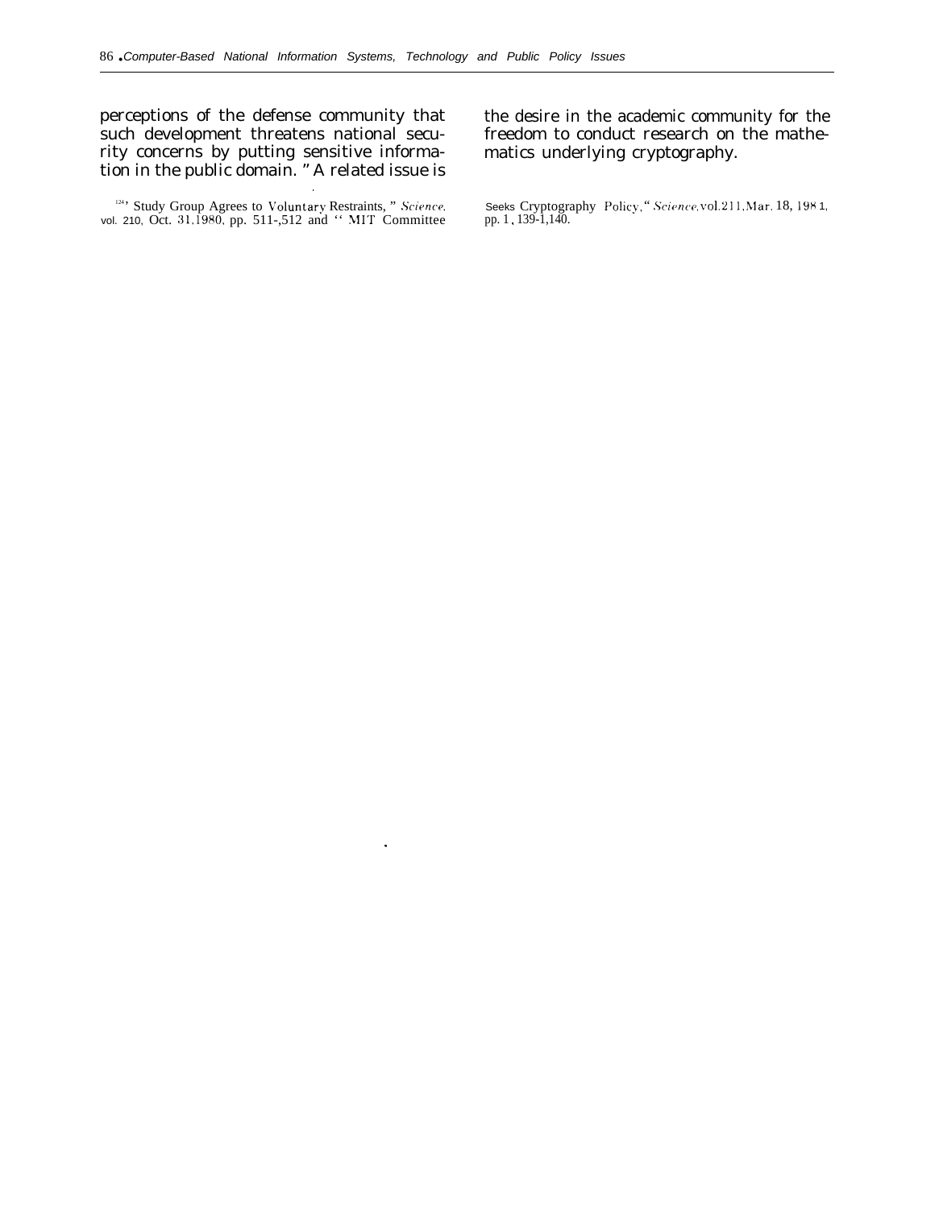perceptions of the defense community that such development threatens national security concerns by putting sensitive information in the public domain. " A related issue is the desire in the academic community for the freedom to conduct research on the mathematics underlying cryptography.

[124] " Study Group Agrees to Voluntary Restraints, " *Science*, vol. 210, Oct. 31,1980, pp. 511-,512 and " MIT Committee Seeks Cryptography Policy," *Science*, vol. 211, Mar. 18, 1981, pp. 1, 139-1,140.